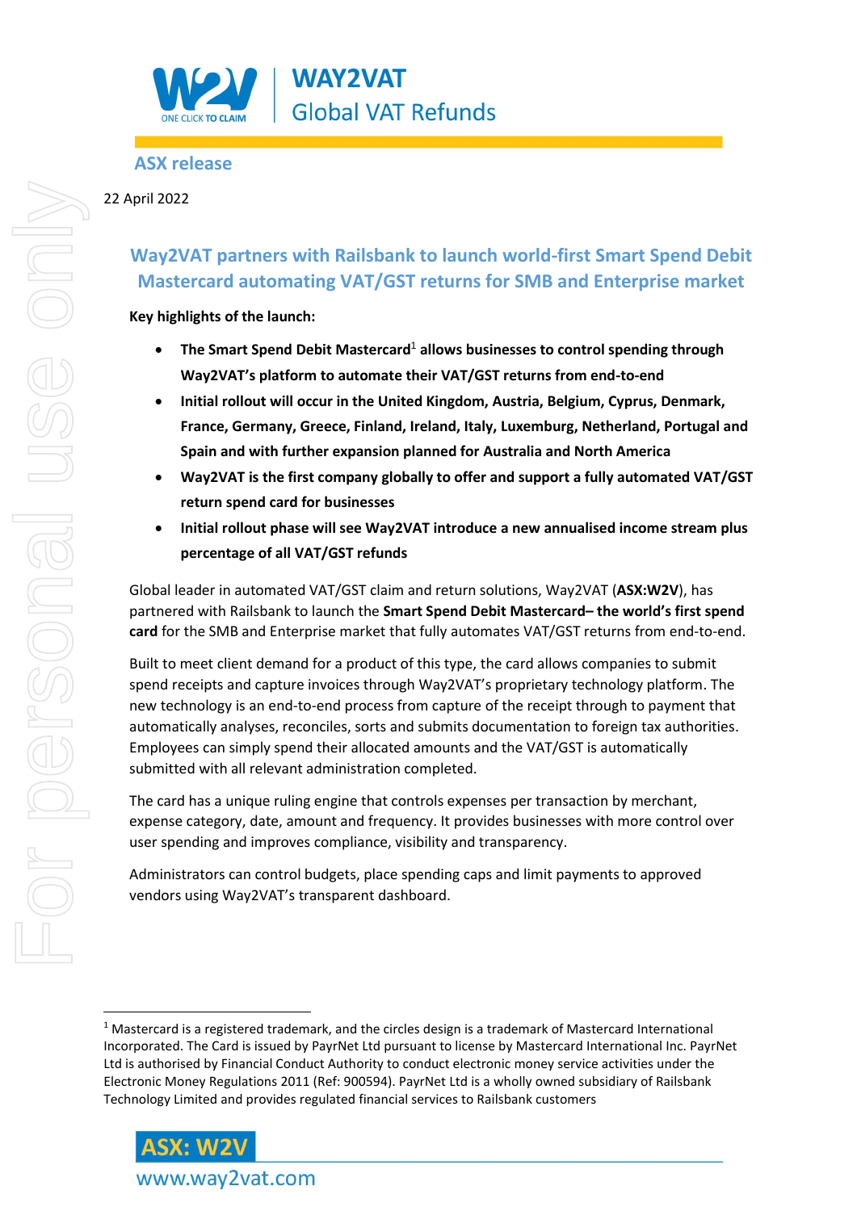# WAY2VAT
Global VAT Refunds

## ASX release

22 April 2022

## Way2VAT partners with Railsbank to launch world-first Smart Spend Debit Mastercard automating VAT/GST returns for SMB and Enterprise market

**Key highlights of the launch:**

- **The Smart Spend Debit Mastercard[1] allows businesses to control spending through Way2VAT's platform to automate their VAT/GST returns from end-to-end**
- **Initial rollout will occur in the United Kingdom, Austria, Belgium, Cyprus, Denmark, France, Germany, Greece, Finland, Ireland, Italy, Luxemburg, Netherland, Portugal and Spain and with further expansion planned for Australia and North America**
- **Way2VAT is the first company globally to offer and support a fully automated VAT/GST return spend card for businesses**
- **Initial rollout phase will see Way2VAT introduce a new annualised income stream plus percentage of all VAT/GST refunds**

Global leader in automated VAT/GST claim and return solutions, Way2VAT (**ASX:W2V**), has partnered with Railsbank to launch the **Smart Spend Debit Mastercard– the world's first spend card** for the SMB and Enterprise market that fully automates VAT/GST returns from end-to-end.

Built to meet client demand for a product of this type, the card allows companies to submit spend receipts and capture invoices through Way2VAT's proprietary technology platform. The new technology is an end-to-end process from capture of the receipt through to payment that automatically analyses, reconciles, sorts and submits documentation to foreign tax authorities. Employees can simply spend their allocated amounts and the VAT/GST is automatically submitted with all relevant administration completed.

The card has a unique ruling engine that controls expenses per transaction by merchant, expense category, date, amount and frequency. It provides businesses with more control over user spending and improves compliance, visibility and transparency.

Administrators can control budgets, place spending caps and limit payments to approved vendors using Way2VAT's transparent dashboard.

---

[1] Mastercard is a registered trademark, and the circles design is a trademark of Mastercard International Incorporated. The Card is issued by PayrNet Ltd pursuant to license by Mastercard International Inc. PayrNet Ltd is authorised by Financial Conduct Authority to conduct electronic money service activities under the Electronic Money Regulations 2011 (Ref: 900594). PayrNet Ltd is a wholly owned subsidiary of Railsbank Technology Limited and provides regulated financial services to Railsbank customers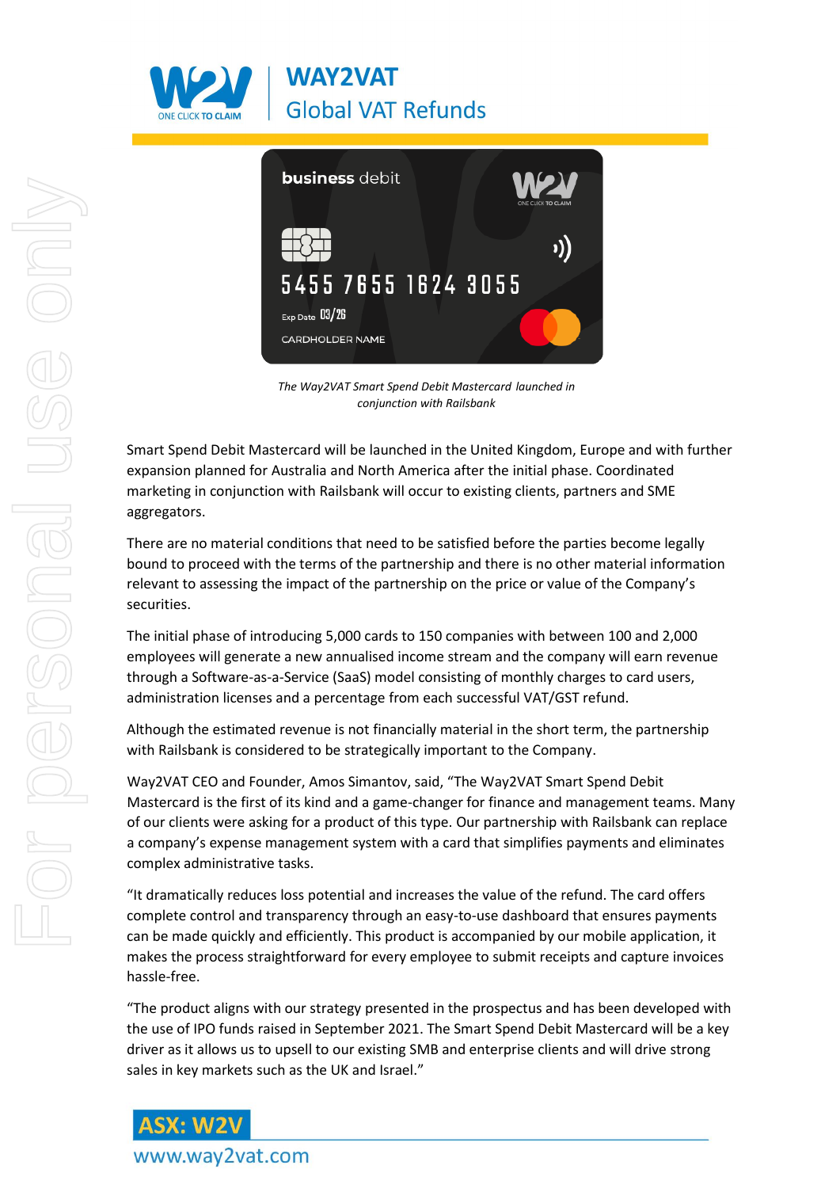*The Way2VAT Smart Spend Debit Mastercard launched in conjunction with Railsbank*

Smart Spend Debit Mastercard will be launched in the United Kingdom, Europe and with further expansion planned for Australia and North America after the initial phase. Coordinated marketing in conjunction with Railsbank will occur to existing clients, partners and SME aggregators.

There are no material conditions that need to be satisfied before the parties become legally bound to proceed with the terms of the partnership and there is no other material information relevant to assessing the impact of the partnership on the price or value of the Company's securities.

The initial phase of introducing 5,000 cards to 150 companies with between 100 and 2,000 employees will generate a new annualised income stream and the company will earn revenue through a Software-as-a-Service (SaaS) model consisting of monthly charges to card users, administration licenses and a percentage from each successful VAT/GST refund.

Although the estimated revenue is not financially material in the short term, the partnership with Railsbank is considered to be strategically important to the Company.

Way2VAT CEO and Founder, Amos Simantov, said, "The Way2VAT Smart Spend Debit Mastercard is the first of its kind and a game-changer for finance and management teams. Many of our clients were asking for a product of this type. Our partnership with Railsbank can replace a company's expense management system with a card that simplifies payments and eliminates complex administrative tasks.

"It dramatically reduces loss potential and increases the value of the refund. The card offers complete control and transparency through an easy-to-use dashboard that ensures payments can be made quickly and efficiently. This product is accompanied by our mobile application, it makes the process straightforward for every employee to submit receipts and capture invoices hassle-free.

"The product aligns with our strategy presented in the prospectus and has been developed with the use of IPO funds raised in September 2021. The Smart Spend Debit Mastercard will be a key driver as it allows us to upsell to our existing SMB and enterprise clients and will drive strong sales in key markets such as the UK and Israel."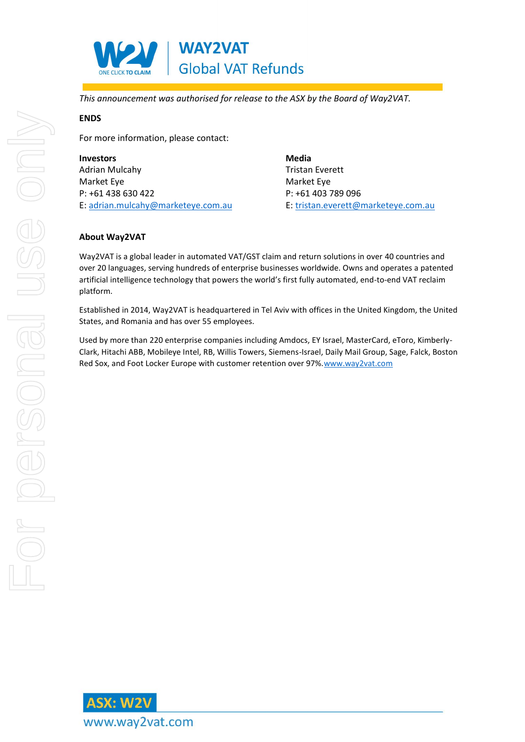*This announcement was authorised for release to the ASX by the Board of Way2VAT.*

**ENDS**

For more information, please contact:

**Investors**
Adrian Mulcahy
Market Eye
P: +61 438 630 422
E: adrian.mulcahy@marketeye.com.au

**Media**
Tristan Everett
Market Eye
P: +61 403 789 096
E: tristan.everett@marketeye.com.au

**About Way2VAT**

Way2VAT is a global leader in automated VAT/GST claim and return solutions in over 40 countries and over 20 languages, serving hundreds of enterprise businesses worldwide. Owns and operates a patented artificial intelligence technology that powers the world's first fully automated, end-to-end VAT reclaim platform.

Established in 2014, Way2VAT is headquartered in Tel Aviv with offices in the United Kingdom, the United States, and Romania and has over 55 employees.

Used by more than 220 enterprise companies including Amdocs, EY Israel, MasterCard, eToro, Kimberly-Clark, Hitachi ABB, Mobileye Intel, RB, Willis Towers, Siemens-Israel, Daily Mail Group, Sage, Falck, Boston Red Sox, and Foot Locker Europe with customer retention over 97%. www.way2vat.com